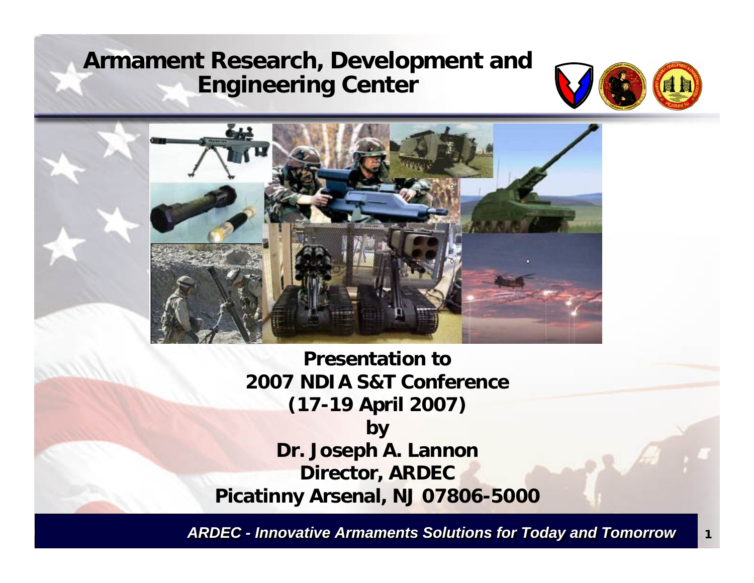# Armament Research, Development and Engineering Center

**Presentation to**
**2007 NDIA S&T Conference**
**(17-19 April 2007)**
**by**
**Dr. Joseph A. Lannon**
**Director, ARDEC**
**Picatinny Arsenal, NJ 07806-5000**

*ARDEC - Innovative Armaments Solutions for Today and Tomorrow*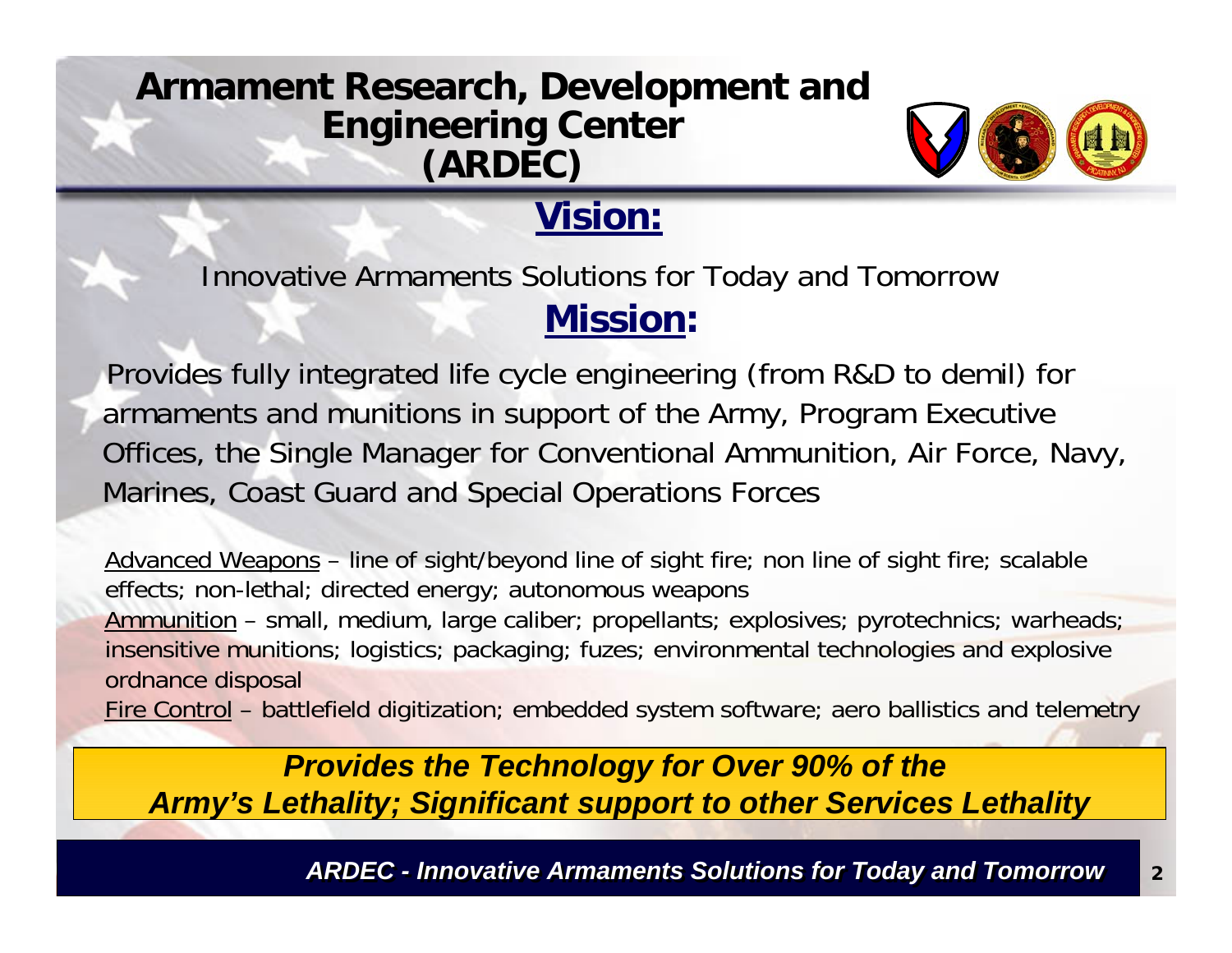# Armament Research, Development and Engineering Center (ARDEC)

## Vision:

Innovative Armaments Solutions for Today and Tomorrow

## Mission:

Provides fully integrated life cycle engineering (from R&D to demil) for armaments and munitions in support of the Army, Program Executive Offices, the Single Manager for Conventional Ammunition, Air Force, Navy, Marines, Coast Guard and Special Operations Forces

Advanced Weapons – line of sight/beyond line of sight fire; non line of sight fire; scalable effects; non-lethal; directed energy; autonomous weapons

Ammunition – small, medium, large caliber; propellants; explosives; pyrotechnics; warheads; insensitive munitions; logistics; packaging; fuzes; environmental technologies and explosive ordnance disposal

Fire Control – battlefield digitization; embedded system software; aero ballistics and telemetry

***Provides the Technology for Over 90% of the Army's Lethality; Significant support to other Services Lethality***

***ARDEC - Innovative Armaments Solutions for Today and Tomorrow***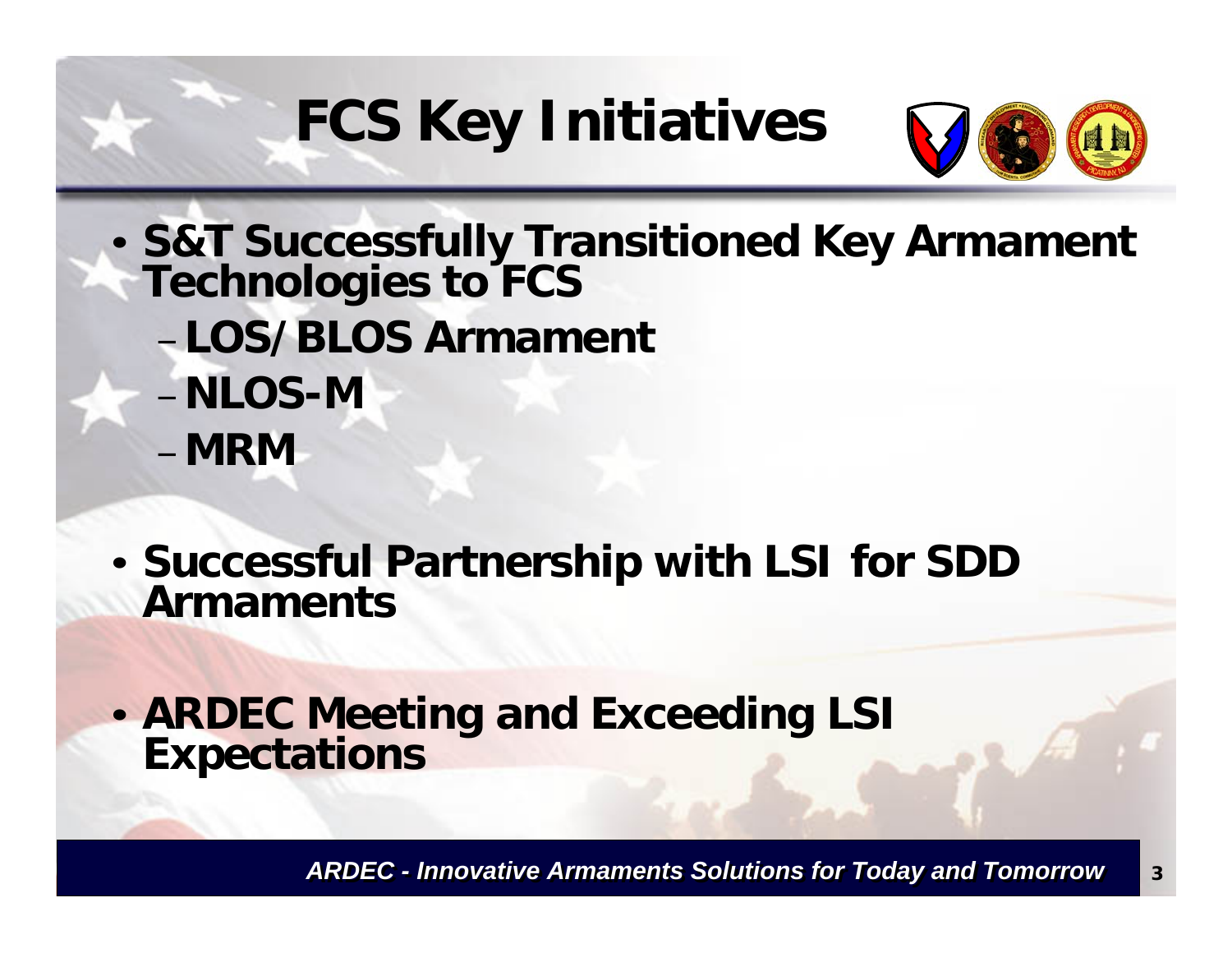# FCS Key Initiatives

- **S&T Successfully Transitioned Key Armament Technologies to FCS**
  - **LOS/BLOS Armament**
  - **NLOS-M**
  - **MRM**
- **Successful Partnership with LSI for SDD Armaments**
- **ARDEC Meeting and Exceeding LSI Expectations**

*ARDEC - Innovative Armaments Solutions for Today and Tomorrow*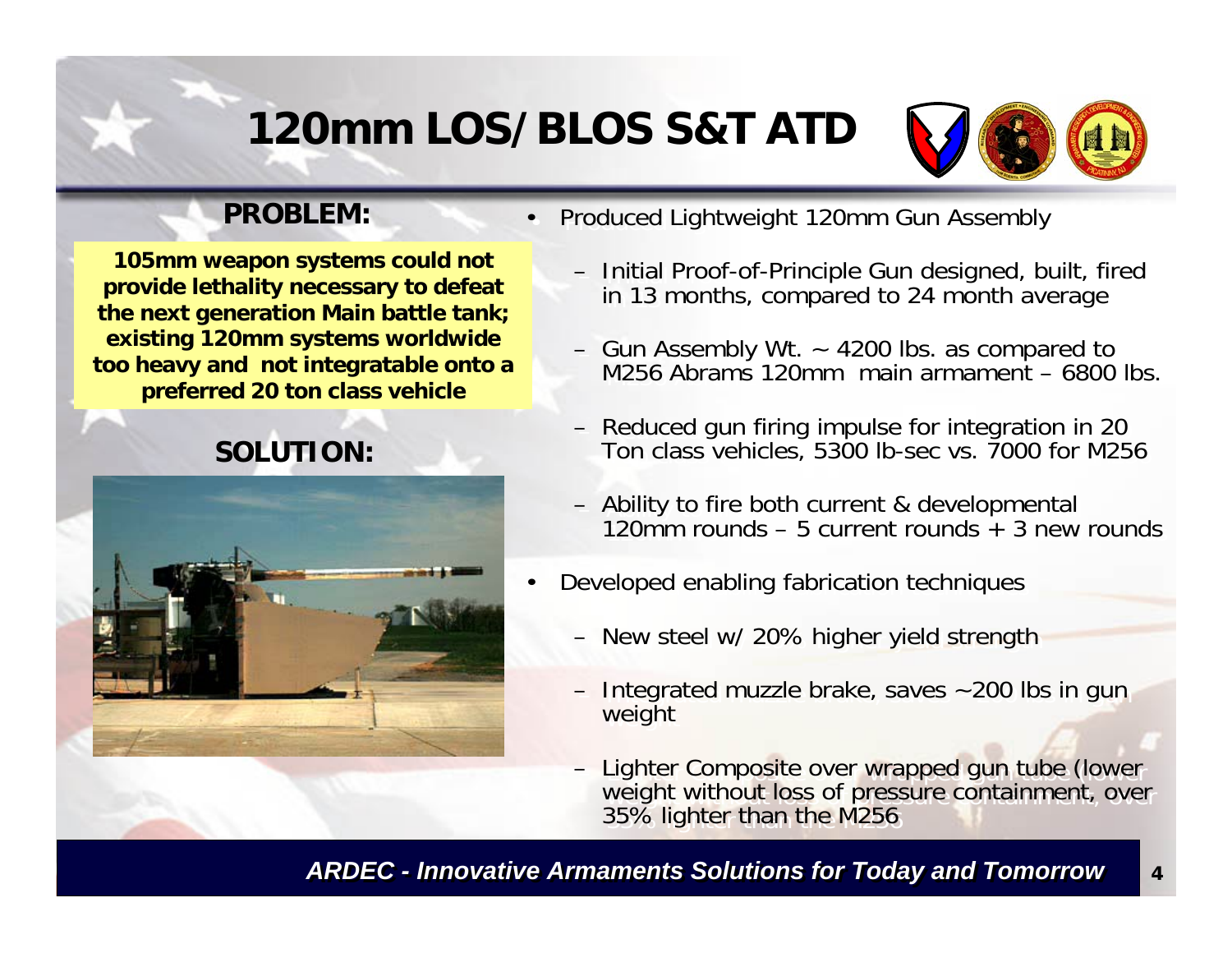# 120mm LOS/BLOS S&T ATD

## PROBLEM:

**105mm weapon systems could not provide lethality necessary to defeat the next generation Main battle tank; existing 120mm systems worldwide too heavy and not integratable onto a preferred 20 ton class vehicle**

## SOLUTION:

- Produced Lightweight 120mm Gun Assembly
  - Initial Proof-of-Principle Gun designed, built, fired in 13 months, compared to 24 month average
  - Gun Assembly Wt. ~ 4200 lbs. as compared to M256 Abrams 120mm main armament – 6800 lbs.
  - Reduced gun firing impulse for integration in 20 Ton class vehicles, 5300 lb-sec vs. 7000 for M256
  - Ability to fire both current & developmental 120mm rounds – 5 current rounds + 3 new rounds
- Developed enabling fabrication techniques
  - New steel w/ 20% higher yield strength
  - Integrated muzzle brake, saves ~200 lbs in gun weight
  - Lighter Composite over wrapped gun tube (lower weight without loss of pressure containment, over 35% lighter than the M256

***ARDEC - Innovative Armaments Solutions for Today and Tomorrow***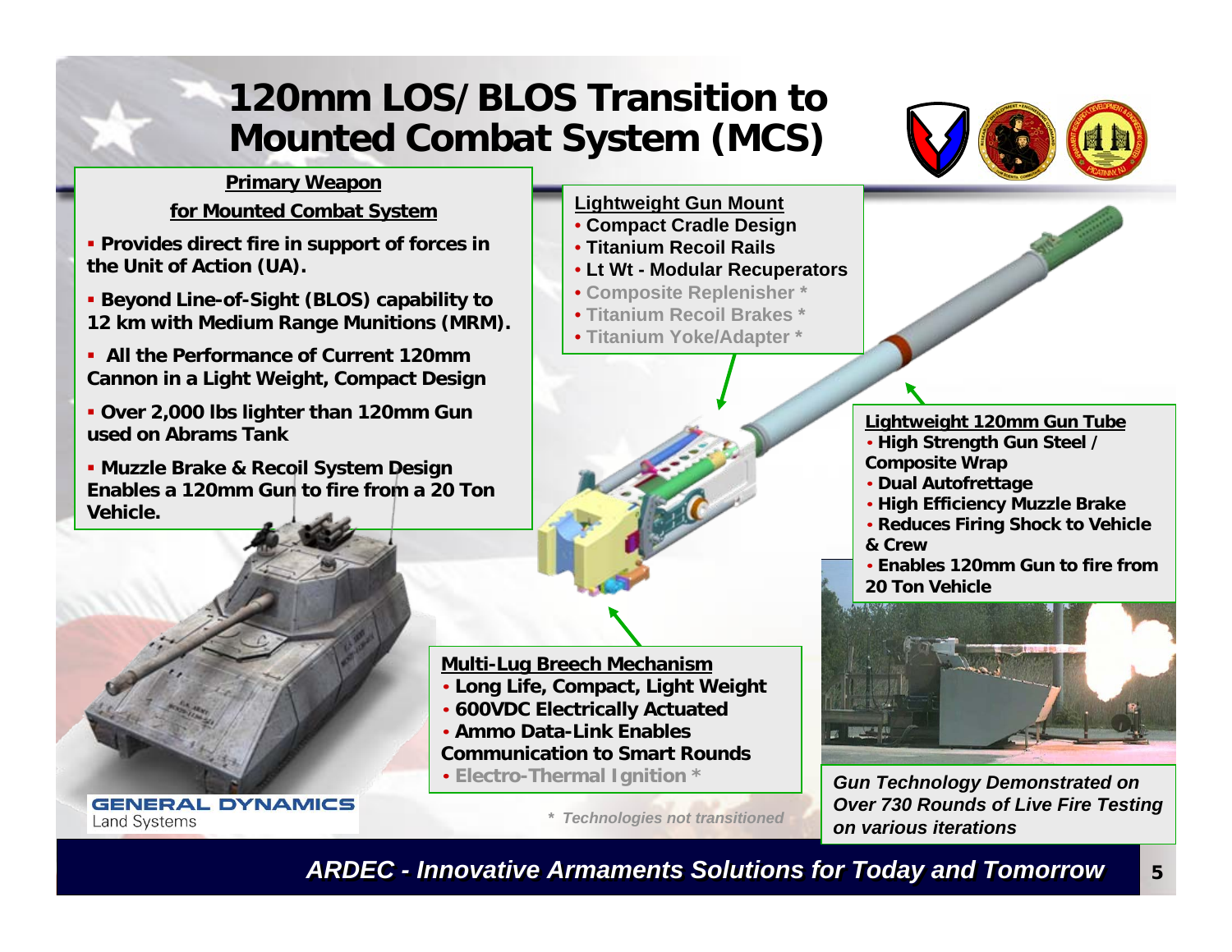# 120mm LOS/BLOS Transition to Mounted Combat System (MCS)

**Primary Weapon for Mounted Combat System**

- **Provides direct fire in support of forces in the Unit of Action (UA).**
- **Beyond Line-of-Sight (BLOS) capability to 12 km with Medium Range Munitions (MRM).**
- **All the Performance of Current 120mm Cannon in a Light Weight, Compact Design**
- **Over 2,000 lbs lighter than 120mm Gun used on Abrams Tank**
- **Muzzle Brake & Recoil System Design Enables a 120mm Gun to fire from a 20 Ton Vehicle.**

**Lightweight Gun Mount**

- **Compact Cradle Design**
- **Titanium Recoil Rails**
- **Lt Wt - Modular Recuperators**
- **Composite Replenisher ***
- **Titanium Recoil Brakes ***
- **Titanium Yoke/Adapter ***

**Lightweight 120mm Gun Tube**

- **High Strength Gun Steel / Composite Wrap**
- **Dual Autofrettage**
- **High Efficiency Muzzle Brake**
- **Reduces Firing Shock to Vehicle & Crew**
- **Enables 120mm Gun to fire from 20 Ton Vehicle**

**Multi-Lug Breech Mechanism**

- **Long Life, Compact, Light Weight**
- **600VDC Electrically Actuated**
- **Ammo Data-Link Enables Communication to Smart Rounds**
- **Electro-Thermal Ignition ***

*\* Technologies not transitioned*

*Gun Technology Demonstrated on Over 730 Rounds of Live Fire Testing on various iterations*

GENERAL DYNAMICS Land Systems

*ARDEC - Innovative Armaments Solutions for Today and Tomorrow*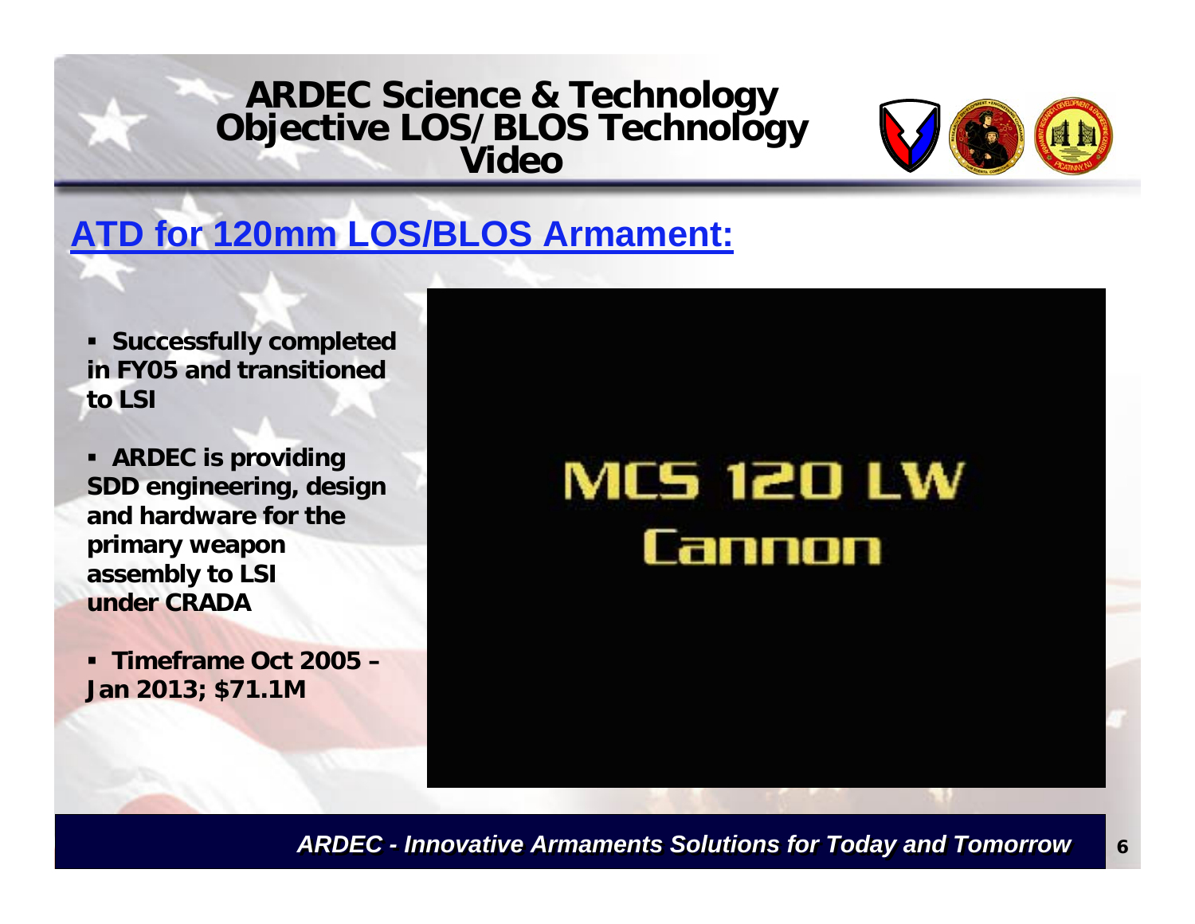# ARDEC Science & Technology Objective LOS/BLOS Technology Video

## ATD for 120mm LOS/BLOS Armament:

- **Successfully completed in FY05 and transitioned to LSI**
- **ARDEC is providing SDD engineering, design and hardware for the primary weapon assembly to LSI under CRADA**
- **Timeframe Oct 2005 – Jan 2013; $71.1M**

MCS 120 LW Cannon

*ARDEC - Innovative Armaments Solutions for Today and Tomorrow*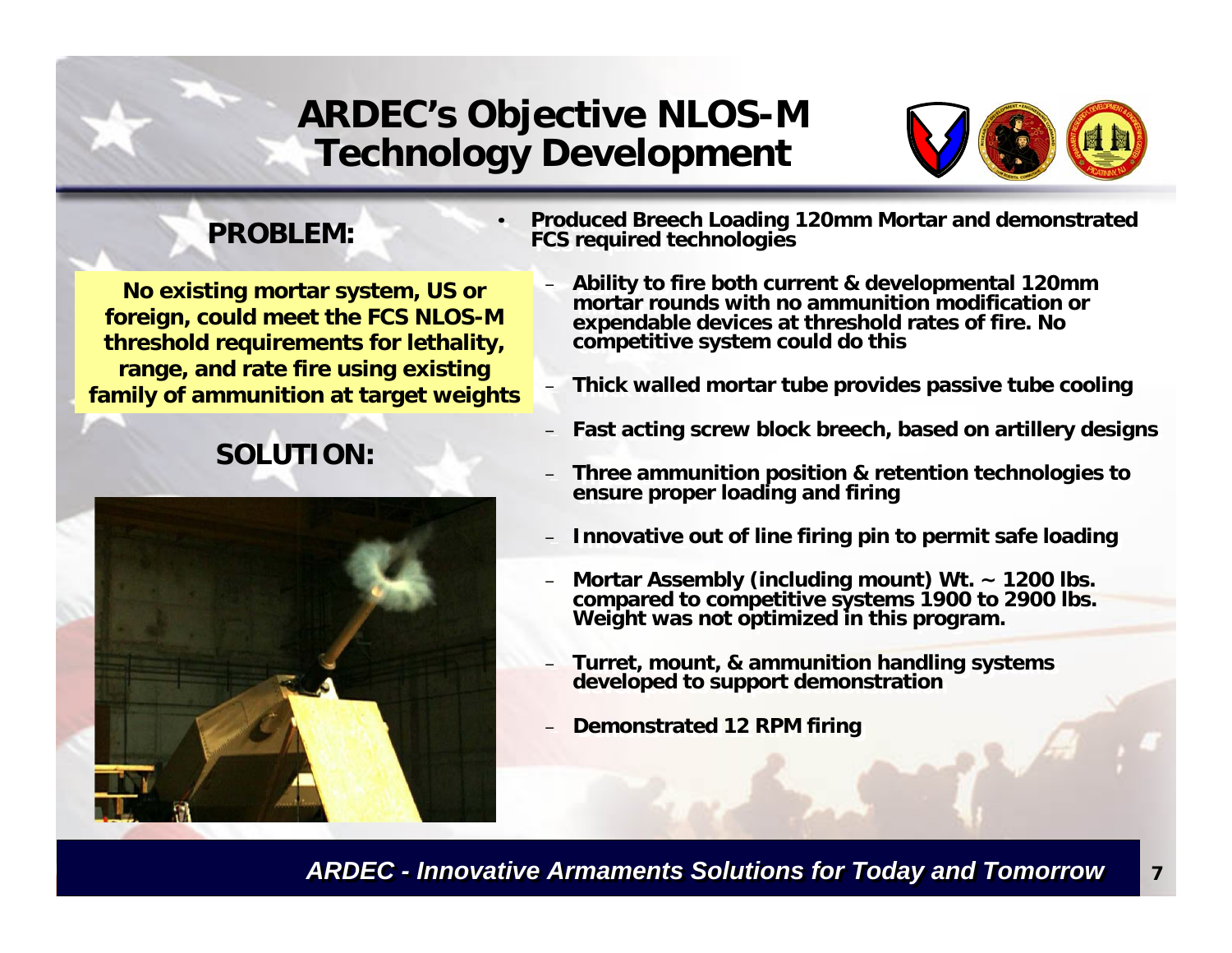# ARDEC's Objective NLOS-M Technology Development

## PROBLEM:

**No existing mortar system, US or foreign, could meet the FCS NLOS-M threshold requirements for lethality, range, and rate fire using existing family of ammunition at target weights**

## SOLUTION:

- **Produced Breech Loading 120mm Mortar and demonstrated FCS required technologies**
  - **Ability to fire both current & developmental 120mm mortar rounds with no ammunition modification or expendable devices at threshold rates of fire. No competitive system could do this**
  - **Thick walled mortar tube provides passive tube cooling**
  - **Fast acting screw block breech, based on artillery designs**
  - **Three ammunition position & retention technologies to ensure proper loading and firing**
  - **Innovative out of line firing pin to permit safe loading**
  - **Mortar Assembly (including mount) Wt. ~ 1200 lbs. compared to competitive systems 1900 to 2900 lbs. Weight was not optimized in this program.**
  - **Turret, mount, & ammunition handling systems developed to support demonstration**
  - **Demonstrated 12 RPM firing**

***ARDEC - Innovative Armaments Solutions for Today and Tomorrow***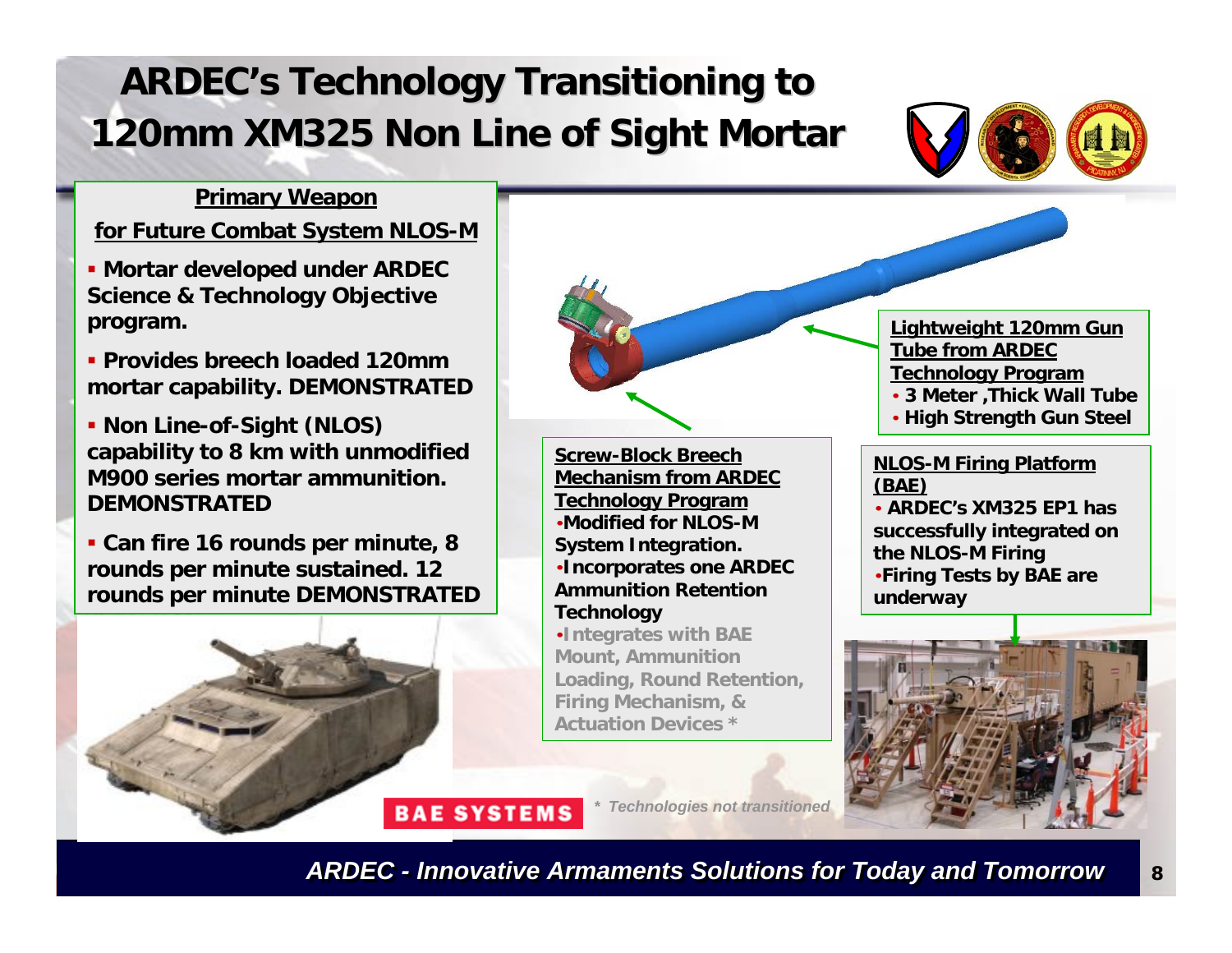# ARDEC's Technology Transitioning to 120mm XM325 Non Line of Sight Mortar

**Primary Weapon**

**for Future Combat System NLOS-M**

- **Mortar developed under ARDEC Science & Technology Objective program.**
- **Provides breech loaded 120mm mortar capability. DEMONSTRATED**
- **Non Line-of-Sight (NLOS) capability to 8 km with unmodified M900 series mortar ammunition. DEMONSTRATED**
- **Can fire 16 rounds per minute, 8 rounds per minute sustained. 12 rounds per minute DEMONSTRATED**

**Screw-Block Breech Mechanism from ARDEC Technology Program**

- **Modified for NLOS-M System Integration.**
- **Incorporates one ARDEC Ammunition Retention Technology**
- **Integrates with BAE Mount, Ammunition Loading, Round Retention, Firing Mechanism, & Actuation Devices ***

**Lightweight 120mm Gun Tube from ARDEC Technology Program**

- **3 Meter ,Thick Wall Tube**
- **High Strength Gun Steel**

**NLOS-M Firing Platform (BAE)**

- **ARDEC's XM325 EP1 has successfully integrated on the NLOS-M Firing**
- **Firing Tests by BAE are underway**

**BAE SYSTEMS**

*\* Technologies not transitioned*

***ARDEC - Innovative Armaments Solutions for Today and Tomorrow***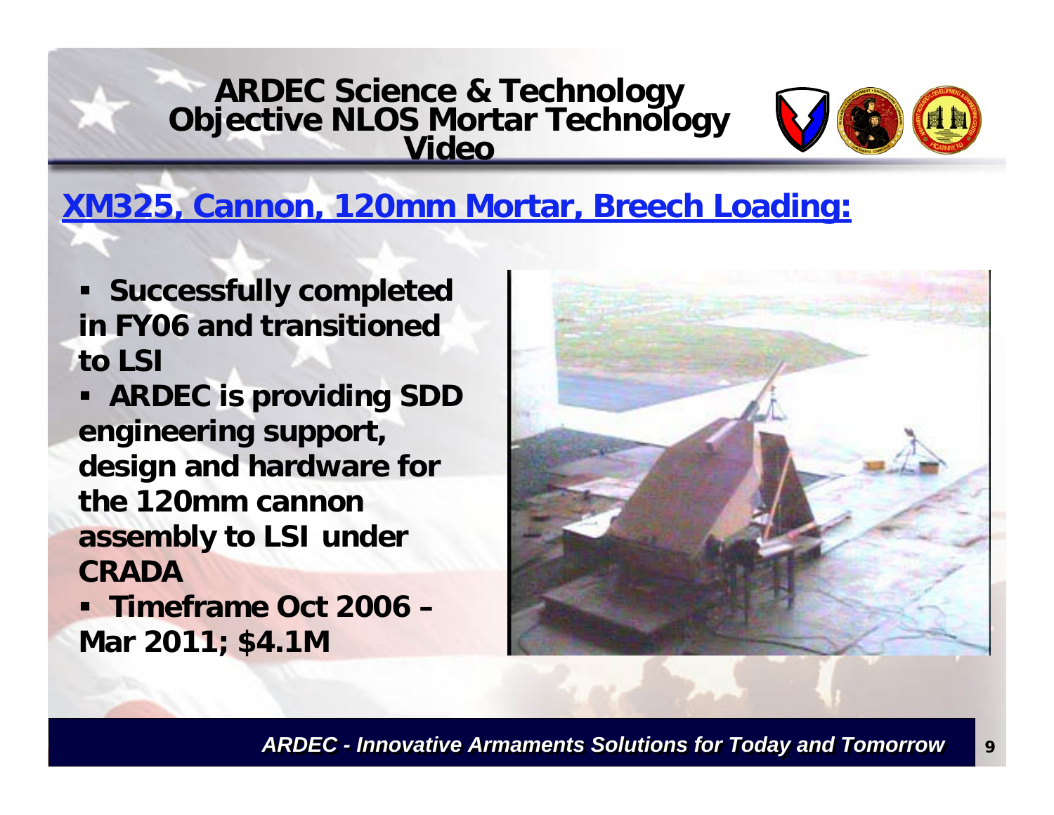# ARDEC Science & Technology Objective NLOS Mortar Technology Video

## XM325, Cannon, 120mm Mortar, Breech Loading:

- **Successfully completed in FY06 and transitioned to LSI**
- **ARDEC is providing SDD engineering support, design and hardware for the 120mm cannon assembly to LSI under CRADA**
- **Timeframe Oct 2006 – Mar 2011; $4.1M**

*ARDEC - Innovative Armaments Solutions for Today and Tomorrow*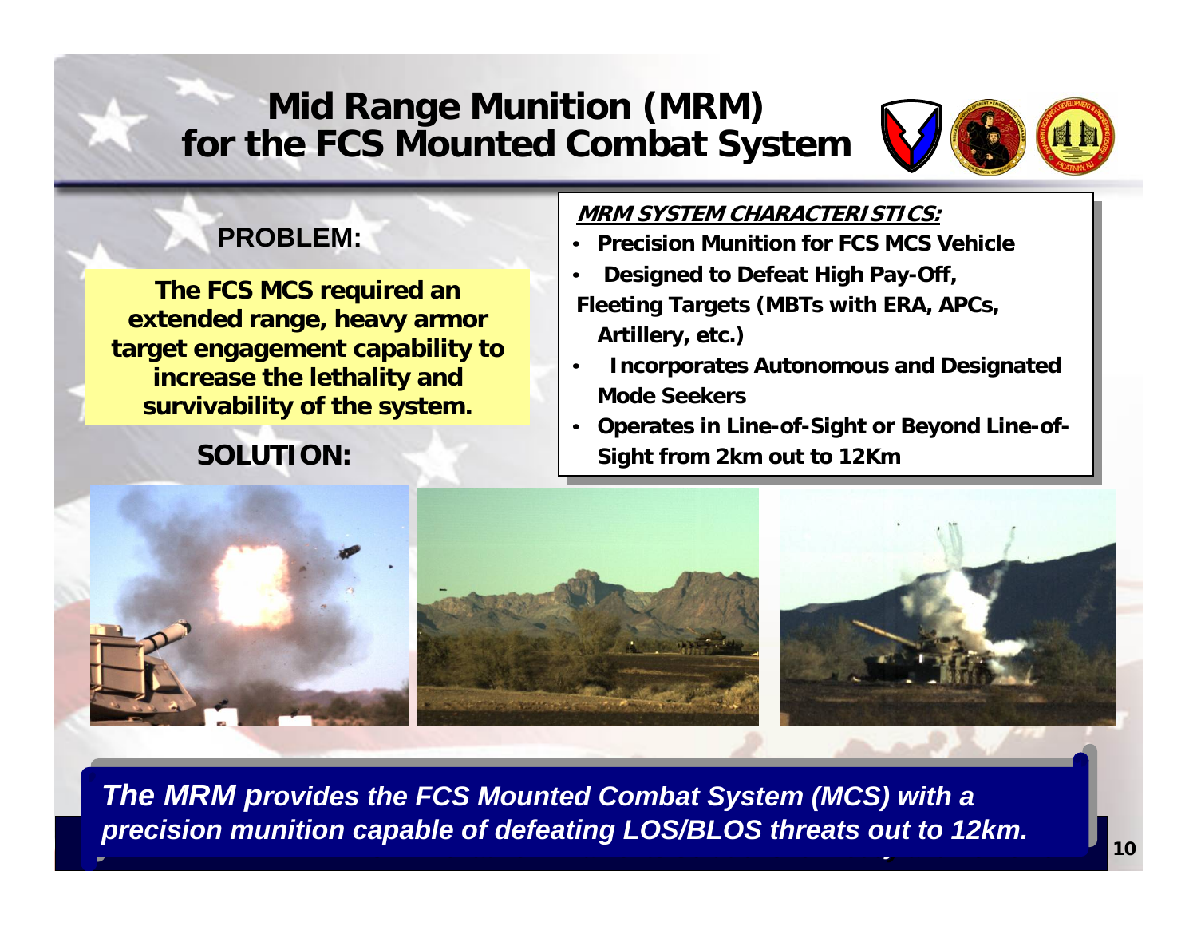# Mid Range Munition (MRM) for the FCS Mounted Combat System

**PROBLEM:**

**The FCS MCS required an extended range, heavy armor target engagement capability to increase the lethality and survivability of the system.**

**SOLUTION:**

***MRM SYSTEM CHARACTERISTICS:***

- **Precision Munition for FCS MCS Vehicle**
- **Designed to Defeat High Pay-Off, Fleeting Targets (MBTs with ERA, APCs, Artillery, etc.)**
- **Incorporates Autonomous and Designated Mode Seekers**
- **Operates in Line-of-Sight or Beyond Line-of-Sight from 2km out to 12Km**

***The MRM provides the FCS Mounted Combat System (MCS) with a precision munition capable of defeating LOS/BLOS threats out to 12km.***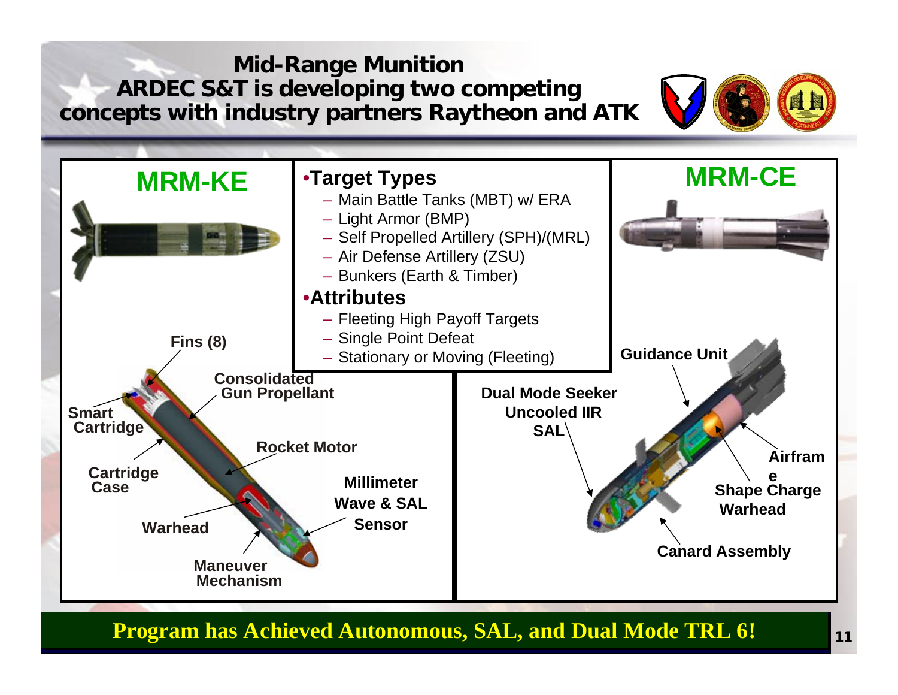# Mid-Range Munition

## ARDEC S&T is developing two competing concepts with industry partners Raytheon and ATK

## MRM-KE

Fins (8)

Smart Cartridge

Consolidated Gun Propellant

Rocket Motor

Cartridge Case

Millimeter Wave & SAL Sensor

Warhead

Maneuver Mechanism

- **Target Types**
  - Main Battle Tanks (MBT) w/ ERA
  - Light Armor (BMP)
  - Self Propelled Artillery (SPH)/(MRL)
  - Air Defense Artillery (ZSU)
  - Bunkers (Earth & Timber)
- **Attributes**
  - Fleeting High Payoff Targets
  - Single Point Defeat
  - Stationary or Moving (Fleeting)

## MRM-CE

Guidance Unit

Dual Mode Seeker Uncooled IIR SAL

Airframe

Shape Charge Warhead

Canard Assembly

**Program has Achieved Autonomous, SAL, and Dual Mode TRL 6!**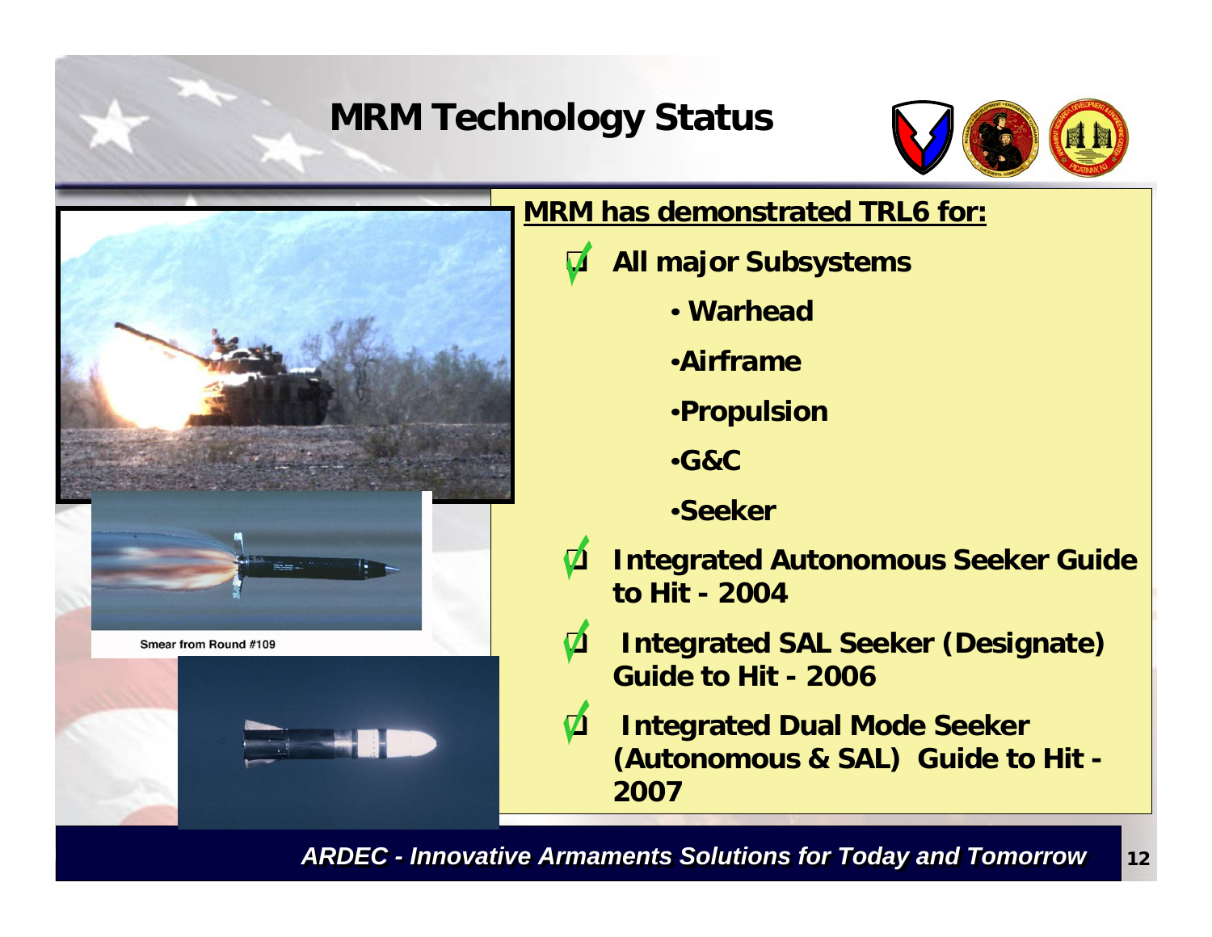# MRM Technology Status

Smear from Round #109

**MRM has demonstrated TRL6 for:**

- ☑ **All major Subsystems**
  - **Warhead**
  - **Airframe**
  - **Propulsion**
  - **G&C**
  - **Seeker**
- ☑ **Integrated Autonomous Seeker Guide to Hit - 2004**
- ☑ **Integrated SAL Seeker (Designate) Guide to Hit - 2006**
- ☑ **Integrated Dual Mode Seeker (Autonomous & SAL) Guide to Hit - 2007**

***ARDEC - Innovative Armaments Solutions for Today and Tomorrow***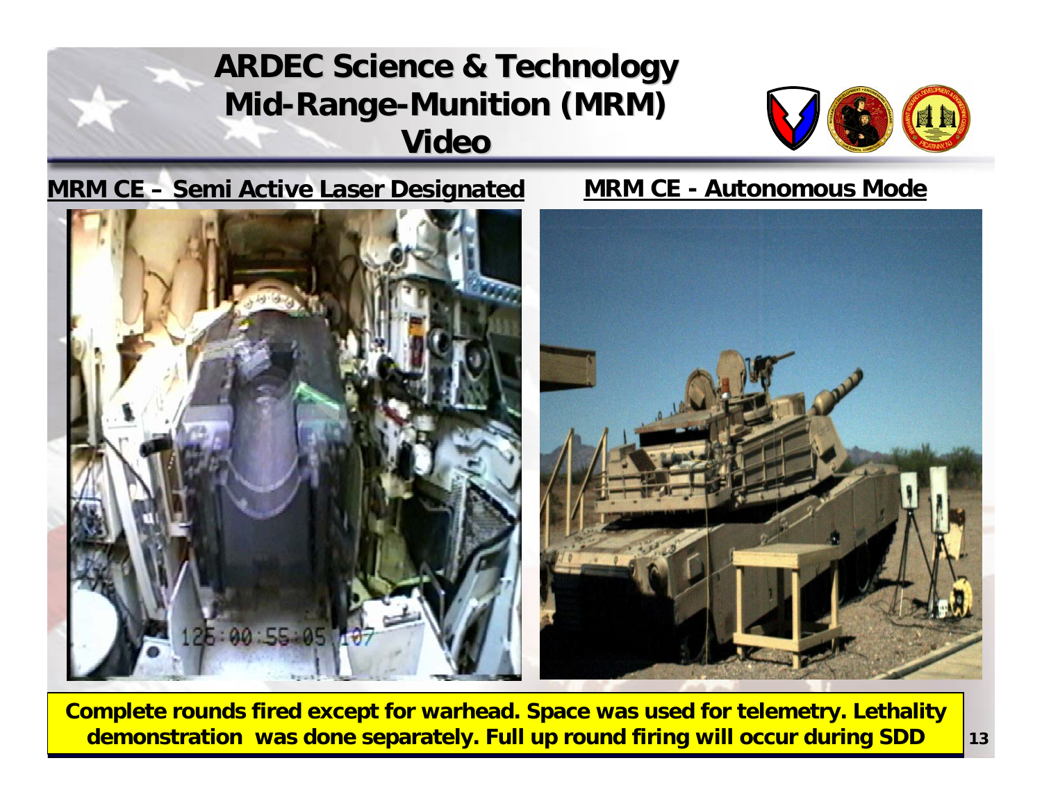# ARDEC Science & Technology
# Mid-Range-Munition (MRM)
# Video

**MRM CE – Semi Active Laser Designated**

**MRM CE - Autonomous Mode**

**Complete rounds fired except for warhead. Space was used for telemetry. Lethality demonstration was done separately. Full up round firing will occur during SDD**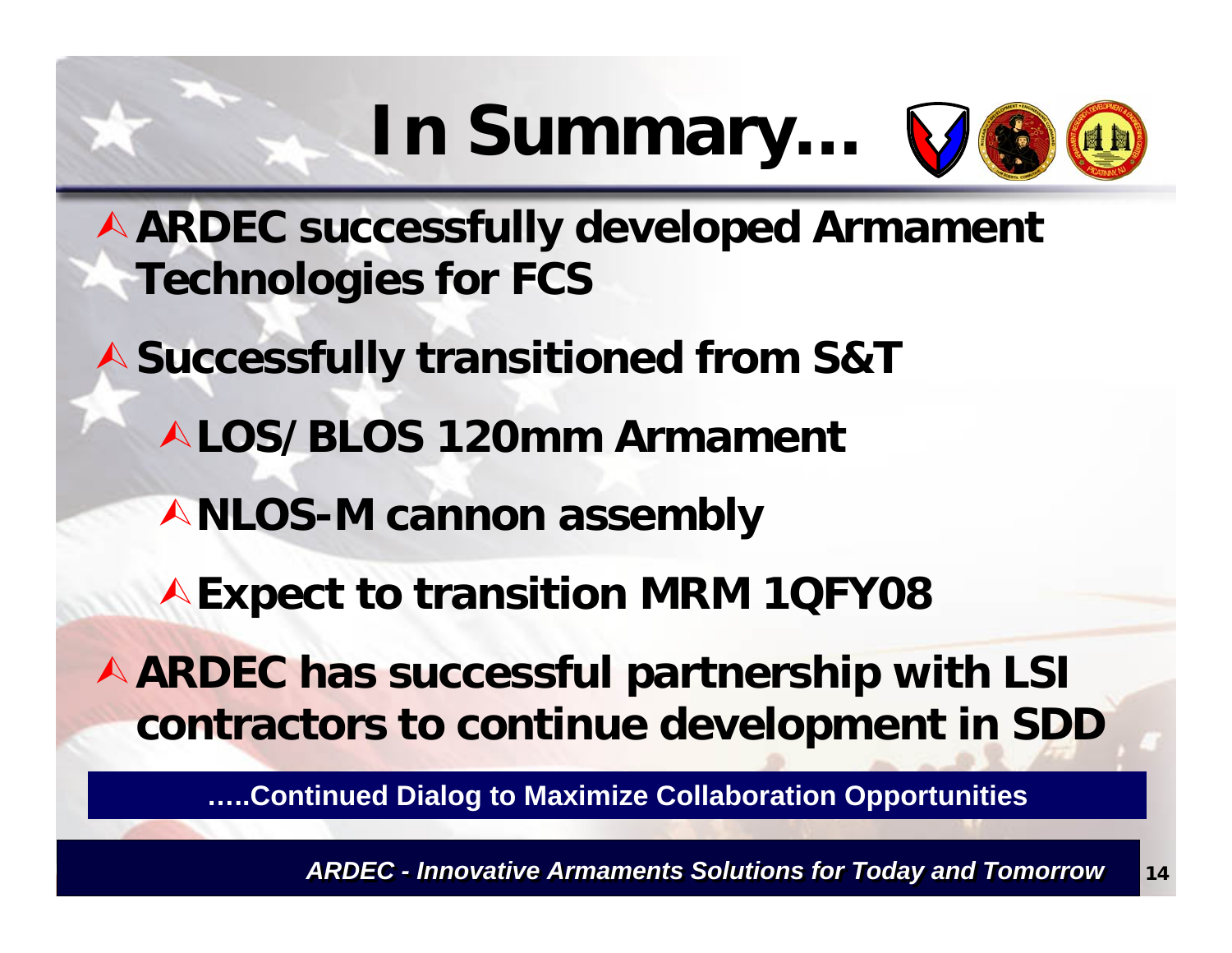# In Summary…

- **ARDEC successfully developed Armament Technologies for FCS**
- **Successfully transitioned from S&T**
  - **LOS/BLOS 120mm Armament**
  - **NLOS-M cannon assembly**
  - **Expect to transition MRM 1QFY08**
- **ARDEC has successful partnership with LSI contractors to continue development in SDD**

**…..Continued Dialog to Maximize Collaboration Opportunities**

***ARDEC - Innovative Armaments Solutions for Today and Tomorrow***